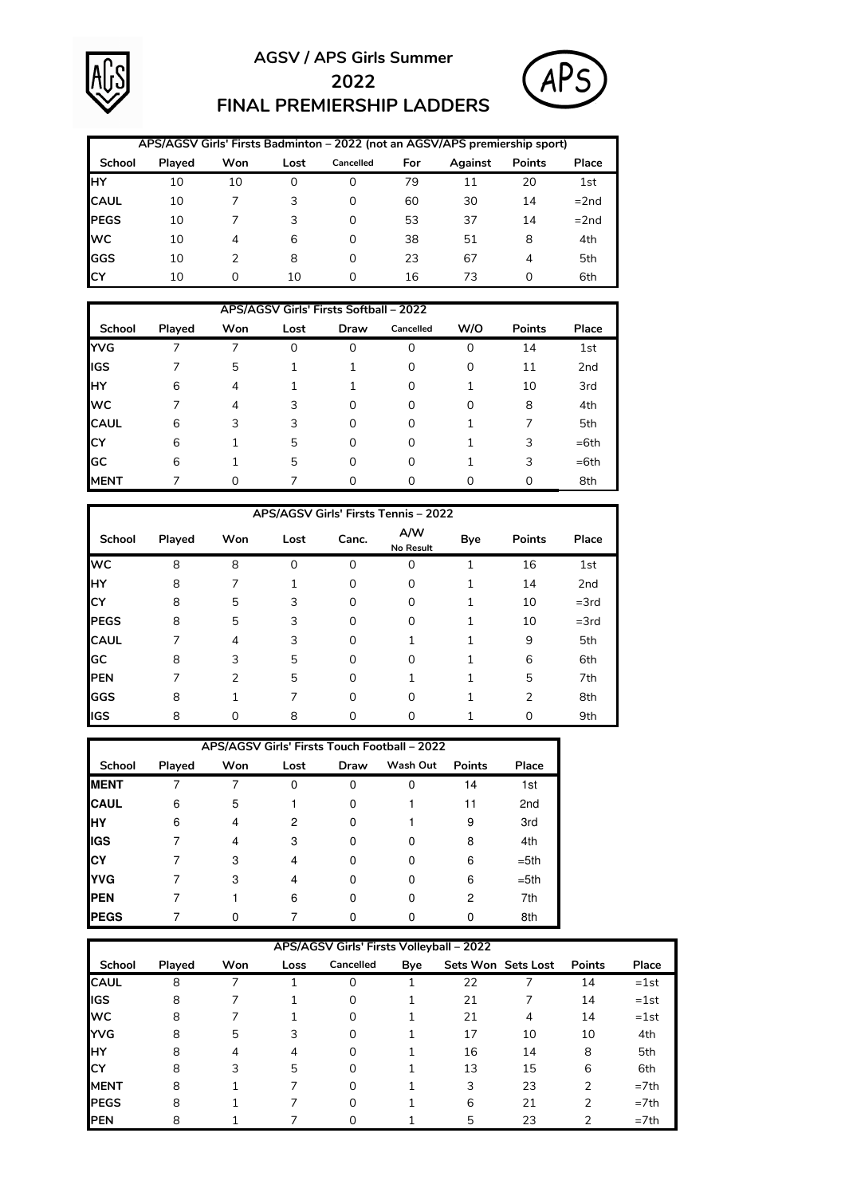# AGSV / APS Girls Summer 2022 FINAL PREMIERSHIP LADDERS

| APS/AGSV Girls' Firsts Badminton – 2022 (not an AGSV/APS premiership sport) | | | | | | | | |
|---|---|---|---|---|---|---|---|---|
| School | Played | Won | Lost | Cancelled | For | Against | Points | Place |
| HY | 10 | 10 | 0 | 0 | 79 | 11 | 20 | 1st |
| CAUL | 10 | 7 | 3 | 0 | 60 | 30 | 14 | =2nd |
| PEGS | 10 | 7 | 3 | 0 | 53 | 37 | 14 | =2nd |
| WC | 10 | 4 | 6 | 0 | 38 | 51 | 8 | 4th |
| GGS | 10 | 2 | 8 | 0 | 23 | 67 | 4 | 5th |
| CY | 10 | 0 | 10 | 0 | 16 | 73 | 0 | 6th |

| APS/AGSV Girls' Firsts Softball – 2022 | | | | | | | | |
|---|---|---|---|---|---|---|---|---|
| School | Played | Won | Lost | Draw | Cancelled | W/O | Points | Place |
| YVG | 7 | 7 | 0 | 0 | 0 | 0 | 14 | 1st |
| IGS | 7 | 5 | 1 | 1 | 0 | 0 | 11 | 2nd |
| HY | 6 | 4 | 1 | 1 | 0 | 1 | 10 | 3rd |
| WC | 7 | 4 | 3 | 0 | 0 | 0 | 8 | 4th |
| CAUL | 6 | 3 | 3 | 0 | 0 | 1 | 7 | 5th |
| CY | 6 | 1 | 5 | 0 | 0 | 1 | 3 | =6th |
| GC | 6 | 1 | 5 | 0 | 0 | 1 | 3 | =6th |
| MENT | 7 | 0 | 7 | 0 | 0 | 0 | 0 | 8th |

| APS/AGSV Girls' Firsts Tennis – 2022 | | | | | | | | |
|---|---|---|---|---|---|---|---|---|
| School | Played | Won | Lost | Canc. | A/W No Result | Bye | Points | Place |
| WC | 8 | 8 | 0 | 0 | 0 | 1 | 16 | 1st |
| HY | 8 | 7 | 1 | 0 | 0 | 1 | 14 | 2nd |
| CY | 8 | 5 | 3 | 0 | 0 | 1 | 10 | =3rd |
| PEGS | 8 | 5 | 3 | 0 | 0 | 1 | 10 | =3rd |
| CAUL | 7 | 4 | 3 | 0 | 1 | 1 | 9 | 5th |
| GC | 8 | 3 | 5 | 0 | 0 | 1 | 6 | 6th |
| PEN | 7 | 2 | 5 | 0 | 1 | 1 | 5 | 7th |
| GGS | 8 | 1 | 7 | 0 | 0 | 1 | 2 | 8th |
| IGS | 8 | 0 | 8 | 0 | 0 | 1 | 0 | 9th |

| APS/AGSV Girls' Firsts Touch Football – 2022 | | | | | | | |
|---|---|---|---|---|---|---|---|
| School | Played | Won | Lost | Draw | Wash Out | Points | Place |
| MENT | 7 | 7 | 0 | 0 | 0 | 14 | 1st |
| CAUL | 6 | 5 | 1 | 0 | 1 | 11 | 2nd |
| HY | 6 | 4 | 2 | 0 | 1 | 9 | 3rd |
| IGS | 7 | 4 | 3 | 0 | 0 | 8 | 4th |
| CY | 7 | 3 | 4 | 0 | 0 | 6 | =5th |
| YVG | 7 | 3 | 4 | 0 | 0 | 6 | =5th |
| PEN | 7 | 1 | 6 | 0 | 0 | 2 | 7th |
| PEGS | 7 | 0 | 7 | 0 | 0 | 0 | 8th |

| APS/AGSV Girls' Firsts Volleyball – 2022 | | | | | | | | | |
|---|---|---|---|---|---|---|---|---|---|
| School | Played | Won | Loss | Cancelled | Bye | Sets Won | Sets Lost | Points | Place |
| CAUL | 8 | 7 | 1 | 0 | 1 | 22 | 7 | 14 | =1st |
| IGS | 8 | 7 | 1 | 0 | 1 | 21 | 7 | 14 | =1st |
| WC | 8 | 7 | 1 | 0 | 1 | 21 | 4 | 14 | =1st |
| YVG | 8 | 5 | 3 | 0 | 1 | 17 | 10 | 10 | 4th |
| HY | 8 | 4 | 4 | 0 | 1 | 16 | 14 | 8 | 5th |
| CY | 8 | 3 | 5 | 0 | 1 | 13 | 15 | 6 | 6th |
| MENT | 8 | 1 | 7 | 0 | 1 | 3 | 23 | 2 | =7th |
| PEGS | 8 | 1 | 7 | 0 | 1 | 6 | 21 | 2 | =7th |
| PEN | 8 | 1 | 7 | 0 | 1 | 5 | 23 | 2 | =7th |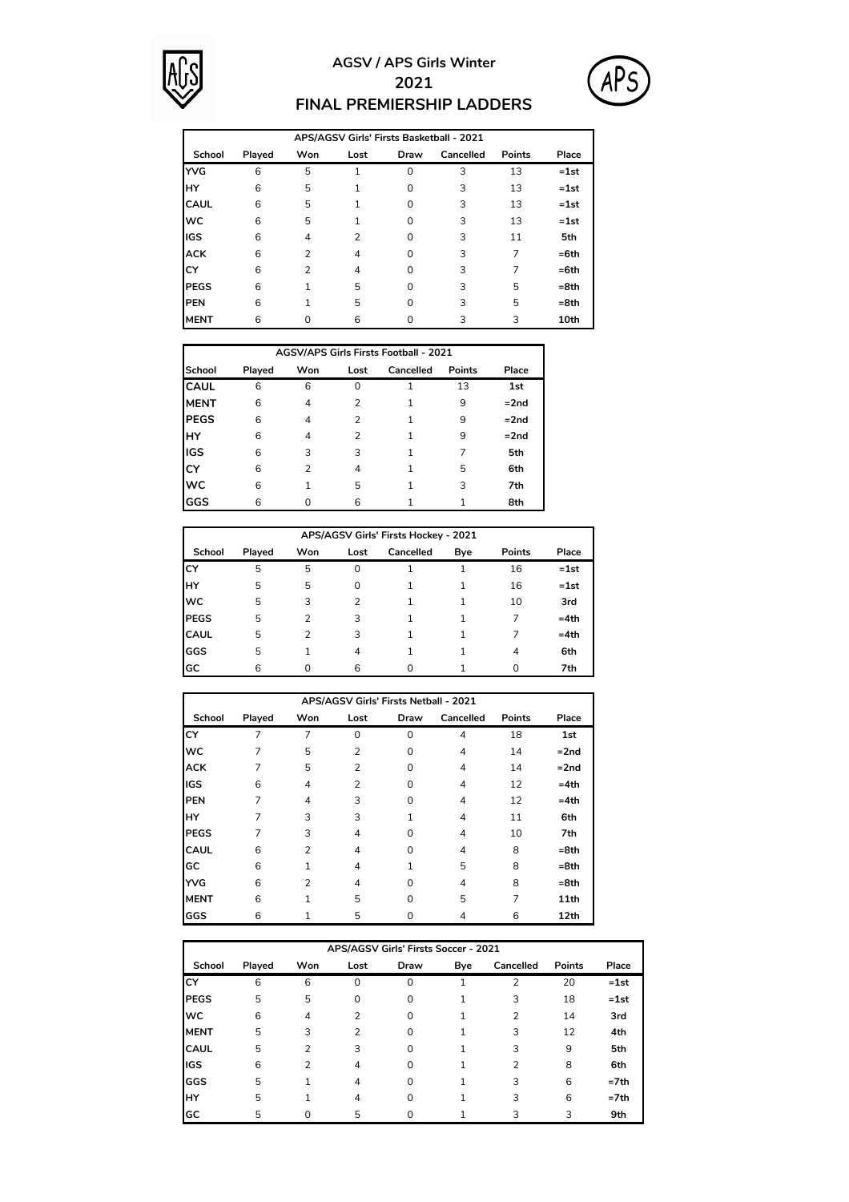# AGSV / APS Girls Winter 2021 FINAL PREMIERSHIP LADDERS

| APS/AGSV Girls' Firsts Basketball - 2021 | | | | | | | |
|---|---|---|---|---|---|---|---|
| School | Played | Won | Lost | Draw | Cancelled | Points | Place |
| YVG | 6 | 5 | 1 | 0 | 3 | 13 | =1st |
| HY | 6 | 5 | 1 | 0 | 3 | 13 | =1st |
| CAUL | 6 | 5 | 1 | 0 | 3 | 13 | =1st |
| WC | 6 | 5 | 1 | 0 | 3 | 13 | =1st |
| IGS | 6 | 4 | 2 | 0 | 3 | 11 | 5th |
| ACK | 6 | 2 | 4 | 0 | 3 | 7 | =6th |
| CY | 6 | 2 | 4 | 0 | 3 | 7 | =6th |
| PEGS | 6 | 1 | 5 | 0 | 3 | 5 | =8th |
| PEN | 6 | 1 | 5 | 0 | 3 | 5 | =8th |
| MENT | 6 | 0 | 6 | 0 | 3 | 3 | 10th |

| AGSV/APS Girls Firsts Football - 2021 | | | | | | |
|---|---|---|---|---|---|---|
| School | Played | Won | Lost | Cancelled | Points | Place |
| CAUL | 6 | 6 | 0 | 1 | 13 | 1st |
| MENT | 6 | 4 | 2 | 1 | 9 | =2nd |
| PEGS | 6 | 4 | 2 | 1 | 9 | =2nd |
| HY | 6 | 4 | 2 | 1 | 9 | =2nd |
| IGS | 6 | 3 | 3 | 1 | 7 | 5th |
| CY | 6 | 2 | 4 | 1 | 5 | 6th |
| WC | 6 | 1 | 5 | 1 | 3 | 7th |
| GGS | 6 | 0 | 6 | 1 | 1 | 8th |

| APS/AGSV Girls' Firsts Hockey - 2021 | | | | | | | |
|---|---|---|---|---|---|---|---|
| School | Played | Won | Lost | Cancelled | Bye | Points | Place |
| CY | 5 | 5 | 0 | 1 | 1 | 16 | =1st |
| HY | 5 | 5 | 0 | 1 | 1 | 16 | =1st |
| WC | 5 | 3 | 2 | 1 | 1 | 10 | 3rd |
| PEGS | 5 | 2 | 3 | 1 | 1 | 7 | =4th |
| CAUL | 5 | 2 | 3 | 1 | 1 | 7 | =4th |
| GGS | 5 | 1 | 4 | 1 | 1 | 4 | 6th |
| GC | 6 | 0 | 6 | 0 | 1 | 0 | 7th |

| APS/AGSV Girls' Firsts Netball - 2021 | | | | | | | |
|---|---|---|---|---|---|---|---|
| School | Played | Won | Lost | Draw | Cancelled | Points | Place |
| CY | 7 | 7 | 0 | 0 | 4 | 18 | 1st |
| WC | 7 | 5 | 2 | 0 | 4 | 14 | =2nd |
| ACK | 7 | 5 | 2 | 0 | 4 | 14 | =2nd |
| IGS | 6 | 4 | 2 | 0 | 4 | 12 | =4th |
| PEN | 7 | 4 | 3 | 0 | 4 | 12 | =4th |
| HY | 7 | 3 | 3 | 1 | 4 | 11 | 6th |
| PEGS | 7 | 3 | 4 | 0 | 4 | 10 | 7th |
| CAUL | 6 | 2 | 4 | 0 | 4 | 8 | =8th |
| GC | 6 | 1 | 4 | 1 | 5 | 8 | =8th |
| YVG | 6 | 2 | 4 | 0 | 4 | 8 | =8th |
| MENT | 6 | 1 | 5 | 0 | 5 | 7 | 11th |
| GGS | 6 | 1 | 5 | 0 | 4 | 6 | 12th |

| APS/AGSV Girls' Firsts Soccer - 2021 | | | | | | | | |
|---|---|---|---|---|---|---|---|---|
| School | Played | Won | Lost | Draw | Bye | Cancelled | Points | Place |
| CY | 6 | 6 | 0 | 0 | 1 | 2 | 20 | =1st |
| PEGS | 5 | 5 | 0 | 0 | 1 | 3 | 18 | =1st |
| WC | 6 | 4 | 2 | 0 | 1 | 2 | 14 | 3rd |
| MENT | 5 | 3 | 2 | 0 | 1 | 3 | 12 | 4th |
| CAUL | 5 | 2 | 3 | 0 | 1 | 3 | 9 | 5th |
| IGS | 6 | 2 | 4 | 0 | 1 | 2 | 8 | 6th |
| GGS | 5 | 1 | 4 | 0 | 1 | 3 | 6 | =7th |
| HY | 5 | 1 | 4 | 0 | 1 | 3 | 6 | =7th |
| GC | 5 | 0 | 5 | 0 | 1 | 3 | 3 | 9th |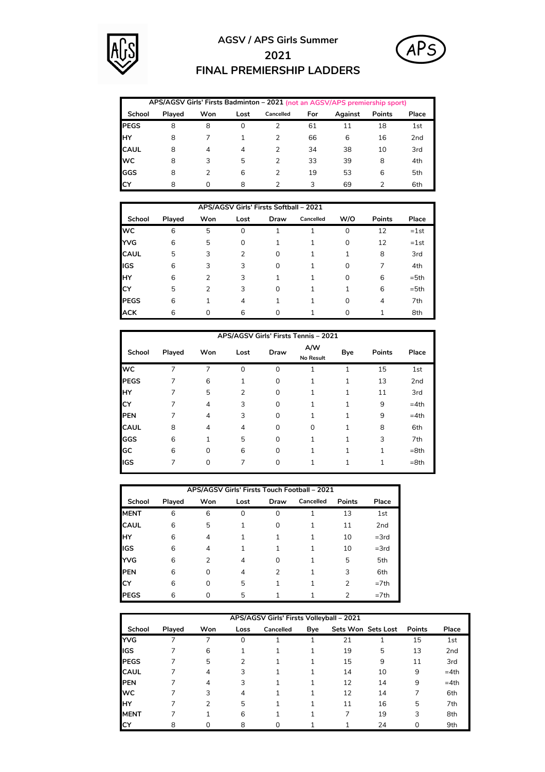# AGSV / APS Girls Summer
# 2021
# FINAL PREMIERSHIP LADDERS

| APS/AGSV Girls' Firsts Badminton – 2021 (not an AGSV/APS premiership sport) | | | | | | | | |
|---|---|---|---|---|---|---|---|---|
| School | Played | Won | Lost | Cancelled | For | Against | Points | Place |
| PEGS | 8 | 8 | 0 | 2 | 61 | 11 | 18 | 1st |
| HY | 8 | 7 | 1 | 2 | 66 | 6 | 16 | 2nd |
| CAUL | 8 | 4 | 4 | 2 | 34 | 38 | 10 | 3rd |
| WC | 8 | 3 | 5 | 2 | 33 | 39 | 8 | 4th |
| GGS | 8 | 2 | 6 | 2 | 19 | 53 | 6 | 5th |
| CY | 8 | 0 | 8 | 2 | 3 | 69 | 2 | 6th |

| APS/AGSV Girls' Firsts Softball – 2021 | | | | | | | | |
|---|---|---|---|---|---|---|---|---|
| School | Played | Won | Lost | Draw | Cancelled | W/O | Points | Place |
| WC | 6 | 5 | 0 | 1 | 1 | 0 | 12 | =1st |
| YVG | 6 | 5 | 0 | 1 | 1 | 0 | 12 | =1st |
| CAUL | 5 | 3 | 2 | 0 | 1 | 1 | 8 | 3rd |
| IGS | 6 | 3 | 3 | 0 | 1 | 0 | 7 | 4th |
| HY | 6 | 2 | 3 | 1 | 1 | 0 | 6 | =5th |
| CY | 5 | 2 | 3 | 0 | 1 | 1 | 6 | =5th |
| PEGS | 6 | 1 | 4 | 1 | 1 | 0 | 4 | 7th |
| ACK | 6 | 0 | 6 | 0 | 1 | 0 | 1 | 8th |

| APS/AGSV Girls' Firsts Tennis – 2021 | | | | | | | | |
|---|---|---|---|---|---|---|---|---|
| School | Played | Won | Lost | Draw | A/W No Result | Bye | Points | Place |
| WC | 7 | 7 | 0 | 0 | 1 | 1 | 15 | 1st |
| PEGS | 7 | 6 | 1 | 0 | 1 | 1 | 13 | 2nd |
| HY | 7 | 5 | 2 | 0 | 1 | 1 | 11 | 3rd |
| CY | 7 | 4 | 3 | 0 | 1 | 1 | 9 | =4th |
| PEN | 7 | 4 | 3 | 0 | 1 | 1 | 9 | =4th |
| CAUL | 8 | 4 | 4 | 0 | 0 | 1 | 8 | 6th |
| GGS | 6 | 1 | 5 | 0 | 1 | 1 | 3 | 7th |
| GC | 6 | 0 | 6 | 0 | 1 | 1 | 1 | =8th |
| IGS | 7 | 0 | 7 | 0 | 1 | 1 | 1 | =8th |

| APS/AGSV Girls' Firsts Touch Football – 2021 | | | | | | | |
|---|---|---|---|---|---|---|---|
| School | Played | Won | Lost | Draw | Cancelled | Points | Place |
| MENT | 6 | 6 | 0 | 0 | 1 | 13 | 1st |
| CAUL | 6 | 5 | 1 | 0 | 1 | 11 | 2nd |
| HY | 6 | 4 | 1 | 1 | 1 | 10 | =3rd |
| IGS | 6 | 4 | 1 | 1 | 1 | 10 | =3rd |
| YVG | 6 | 2 | 4 | 0 | 1 | 5 | 5th |
| PEN | 6 | 0 | 4 | 2 | 1 | 3 | 6th |
| CY | 6 | 0 | 5 | 1 | 1 | 2 | =7th |
| PEGS | 6 | 0 | 5 | 1 | 1 | 2 | =7th |

| APS/AGSV Girls' Firsts Volleyball – 2021 | | | | | | | | | |
|---|---|---|---|---|---|---|---|---|---|
| School | Played | Won | Loss | Cancelled | Bye | Sets Won | Sets Lost | Points | Place |
| YVG | 7 | 7 | 0 | 1 | 1 | 21 | 1 | 15 | 1st |
| IGS | 7 | 6 | 1 | 1 | 1 | 19 | 5 | 13 | 2nd |
| PEGS | 7 | 5 | 2 | 1 | 1 | 15 | 9 | 11 | 3rd |
| CAUL | 7 | 4 | 3 | 1 | 1 | 14 | 10 | 9 | =4th |
| PEN | 7 | 4 | 3 | 1 | 1 | 12 | 14 | 9 | =4th |
| WC | 7 | 3 | 4 | 1 | 1 | 12 | 14 | 7 | 6th |
| HY | 7 | 2 | 5 | 1 | 1 | 11 | 16 | 5 | 7th |
| MENT | 7 | 1 | 6 | 1 | 1 | 7 | 19 | 3 | 8th |
| CY | 8 | 0 | 8 | 0 | 1 | 1 | 24 | 0 | 9th |